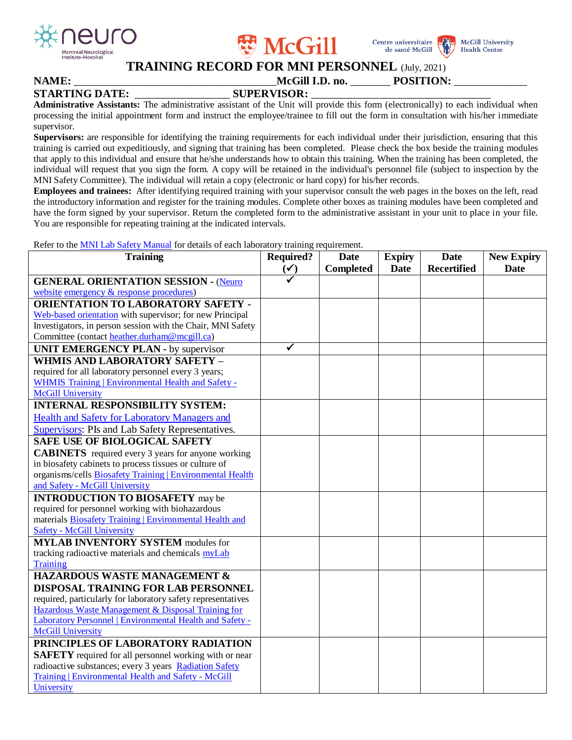# TRAINING RECORD FOR MNI PERSONNEL (July, 2021)

**NAME:** ____________________________________**McGill I.D. no.** _______ **POSITION:** _____________

**STARTING DATE:** _________________ **SUPERVISOR:** _________________________________

**Administrative Assistants:** The administrative assistant of the Unit will provide this form (electronically) to each individual when processing the initial appointment form and instruct the employee/trainee to fill out the form in consultation with his/her immediate supervisor.

**Supervisors:** are responsible for identifying the training requirements for each individual under their jurisdiction, ensuring that this training is carried out expeditiously, and signing that training has been completed. Please check the box beside the training modules that apply to this individual and ensure that he/she understands how to obtain this training. When the training has been completed, the individual will request that you sign the form. A copy will be retained in the individual's personnel file (subject to inspection by the MNI Safety Committee). The individual will retain a copy (electronic or hard copy) for his/her records.

**Employees and trainees:** After identifying required training with your supervisor consult the web pages in the boxes on the left, read the introductory information and register for the training modules. Complete other boxes as training modules have been completed and have the form signed by your supervisor. Return the completed form to the administrative assistant in your unit to place in your file. You are responsible for repeating training at the indicated intervals.

Refer to the MNI Lab Safety Manual for details of each laboratory training requirement.

| Training | Required? (✓) | Date Completed | Expiry Date | Date Recertified | New Expiry Date |
|---|---|---|---|---|---|
| **GENERAL ORIENTATION SESSION** - (Neuro website emergency & response procedures) | ✓ | | | | |
| **ORIENTATION TO LABORATORY SAFETY** - Web-based orientation with supervisor; for new Principal Investigators, in person session with the Chair, MNI Safety Committee (contact heather.durham@mcgill.ca) | | | | | |
| **UNIT EMERGENCY PLAN** - by supervisor | ✓ | | | | |
| **WHMIS AND LABORATORY SAFETY** – required for all laboratory personnel every 3 years; WHMIS Training \| Environmental Health and Safety - McGill University | | | | | |
| **INTERNAL RESPONSIBILITY SYSTEM:** Health and Safety for Laboratory Managers and Supervisors: PIs and Lab Safety Representatives. | | | | | |
| **SAFE USE OF BIOLOGICAL SAFETY CABINETS** required every 3 years for anyone working in biosafety cabinets to process tissues or culture of organisms/cells Biosafety Training \| Environmental Health and Safety - McGill University | | | | | |
| **INTRODUCTION TO BIOSAFETY** may be required for personnel working with biohazardous materials Biosafety Training \| Environmental Health and Safety - McGill University | | | | | |
| **MYLAB INVENTORY SYSTEM** modules for tracking radioactive materials and chemicals myLab Training | | | | | |
| **HAZARDOUS WASTE MANAGEMENT & DISPOSAL TRAINING FOR LAB PERSONNEL** required, particularly for laboratory safety representatives Hazardous Waste Management & Disposal Training for Laboratory Personnel \| Environmental Health and Safety - McGill University | | | | | |
| **PRINCIPLES OF LABORATORY RADIATION SAFETY** required for all personnel working with or near radioactive substances; every 3 years Radiation Safety Training \| Environmental Health and Safety - McGill University | | | | | |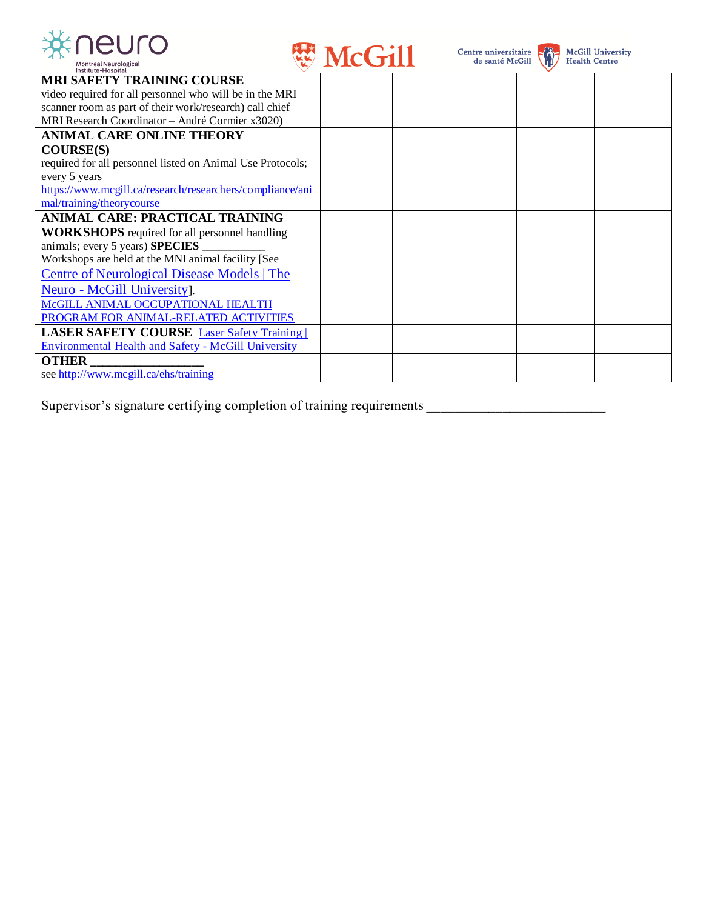| | | | | | |
|---|---|---|---|---|---|
| **MRI SAFETY TRAINING COURSE** video required for all personnel who will be in the MRI scanner room as part of their work/research) call chief MRI Research Coordinator – André Cormier x3020) | | | | | |
| **ANIMAL CARE ONLINE THEORY COURSE(S)** required for all personnel listed on Animal Use Protocols; every 5 years https://www.mcgill.ca/research/researchers/compliance/animal/training/theorycourse | | | | | |
| **ANIMAL CARE: PRACTICAL TRAINING WORKSHOPS** required for all personnel handling animals; every 5 years) **SPECIES** ___________ Workshops are held at the MNI animal facility [See Centre of Neurological Disease Models \| The Neuro - McGill University]. | | | | | |
| McGILL ANIMAL OCCUPATIONAL HEALTH PROGRAM FOR ANIMAL-RELATED ACTIVITIES | | | | | |
| **LASER SAFETY COURSE** Laser Safety Training \| Environmental Health and Safety - McGill University | | | | | |
| **OTHER ___________________** see http://www.mcgill.ca/ehs/training | | | | | |

Supervisor's signature certifying completion of training requirements ___________________________